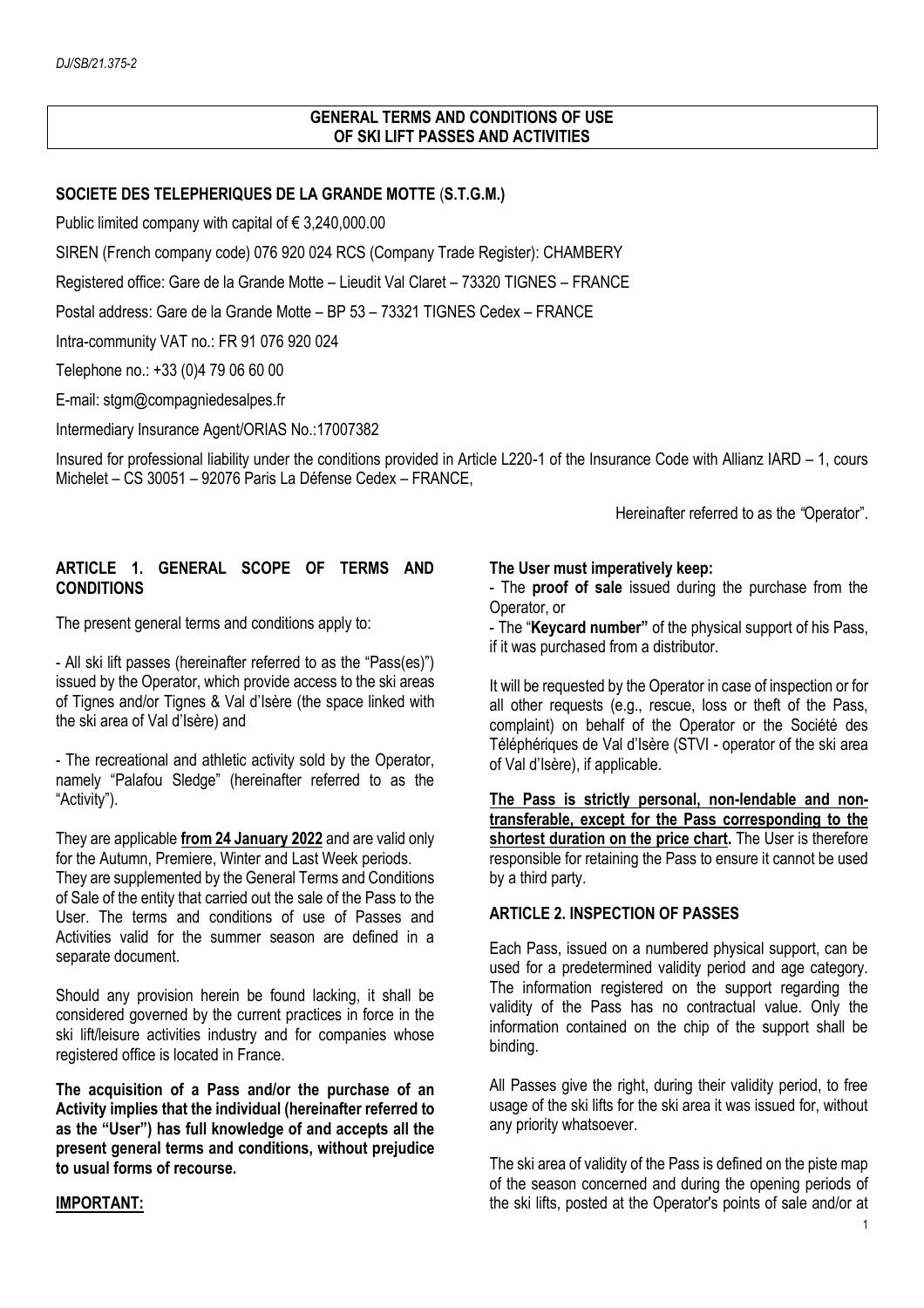*DJ/SB/21.375-2*

# GENERAL TERMS AND CONDITIONS OF USE OF SKI LIFT PASSES AND ACTIVITIES

**SOCIETE DES TELEPHERIQUES DE LA GRANDE MOTTE** (**S.T.G.M.)**

Public limited company with capital of € 3,240,000.00

SIREN (French company code) 076 920 024 RCS (Company Trade Register): CHAMBERY

Registered office: Gare de la Grande Motte – Lieudit Val Claret – 73320 TIGNES – FRANCE

Postal address: Gare de la Grande Motte – BP 53 – 73321 TIGNES Cedex – FRANCE

Intra-community VAT no.: FR 91 076 920 024

Telephone no.: +33 (0)4 79 06 60 00

E-mail: stgm@compagniedesalpes.fr

Intermediary Insurance Agent/ORIAS No.:17007382

Insured for professional liability under the conditions provided in Article L220-1 of the Insurance Code with Allianz IARD – 1, cours Michelet – CS 30051 – 92076 Paris La Défense Cedex – FRANCE,

Hereinafter referred to as the *"*Operator".

## ARTICLE 1. GENERAL SCOPE OF TERMS AND CONDITIONS

The present general terms and conditions apply to:

- All ski lift passes (hereinafter referred to as the "Pass(es)") issued by the Operator, which provide access to the ski areas of Tignes and/or Tignes & Val d'Isère (the space linked with the ski area of Val d'Isère) and

- The recreational and athletic activity sold by the Operator, namely "Palafou Sledge" (hereinafter referred to as the "Activity").

They are applicable **from 24 January 2022** and are valid only for the Autumn, Premiere, Winter and Last Week periods.
They are supplemented by the General Terms and Conditions of Sale of the entity that carried out the sale of the Pass to the User. The terms and conditions of use of Passes and Activities valid for the summer season are defined in a separate document.

Should any provision herein be found lacking, it shall be considered governed by the current practices in force in the ski lift/leisure activities industry and for companies whose registered office is located in France.

**The acquisition of a Pass and/or the purchase of an Activity implies that the individual (hereinafter referred to as the "User") has full knowledge of and accepts all the present general terms and conditions, without prejudice to usual forms of recourse.**

**IMPORTANT:**

**The User must imperatively keep:**

- The **proof of sale** issued during the purchase from the Operator, or
- The "**Keycard number"** of the physical support of his Pass, if it was purchased from a distributor.

It will be requested by the Operator in case of inspection or for all other requests (e.g., rescue, loss or theft of the Pass, complaint) on behalf of the Operator or the Société des Téléphériques de Val d'Isère (STVI - operator of the ski area of Val d'Isère), if applicable.

**The Pass is strictly personal, non-lendable and non-transferable, except for the Pass corresponding to the shortest duration on the price chart.** The User is therefore responsible for retaining the Pass to ensure it cannot be used by a third party.

## ARTICLE 2. INSPECTION OF PASSES

Each Pass, issued on a numbered physical support, can be used for a predetermined validity period and age category. The information registered on the support regarding the validity of the Pass has no contractual value. Only the information contained on the chip of the support shall be binding.

All Passes give the right, during their validity period, to free usage of the ski lifts for the ski area it was issued for, without any priority whatsoever.

The ski area of validity of the Pass is defined on the piste map of the season concerned and during the opening periods of the ski lifts, posted at the Operator's points of sale and/or at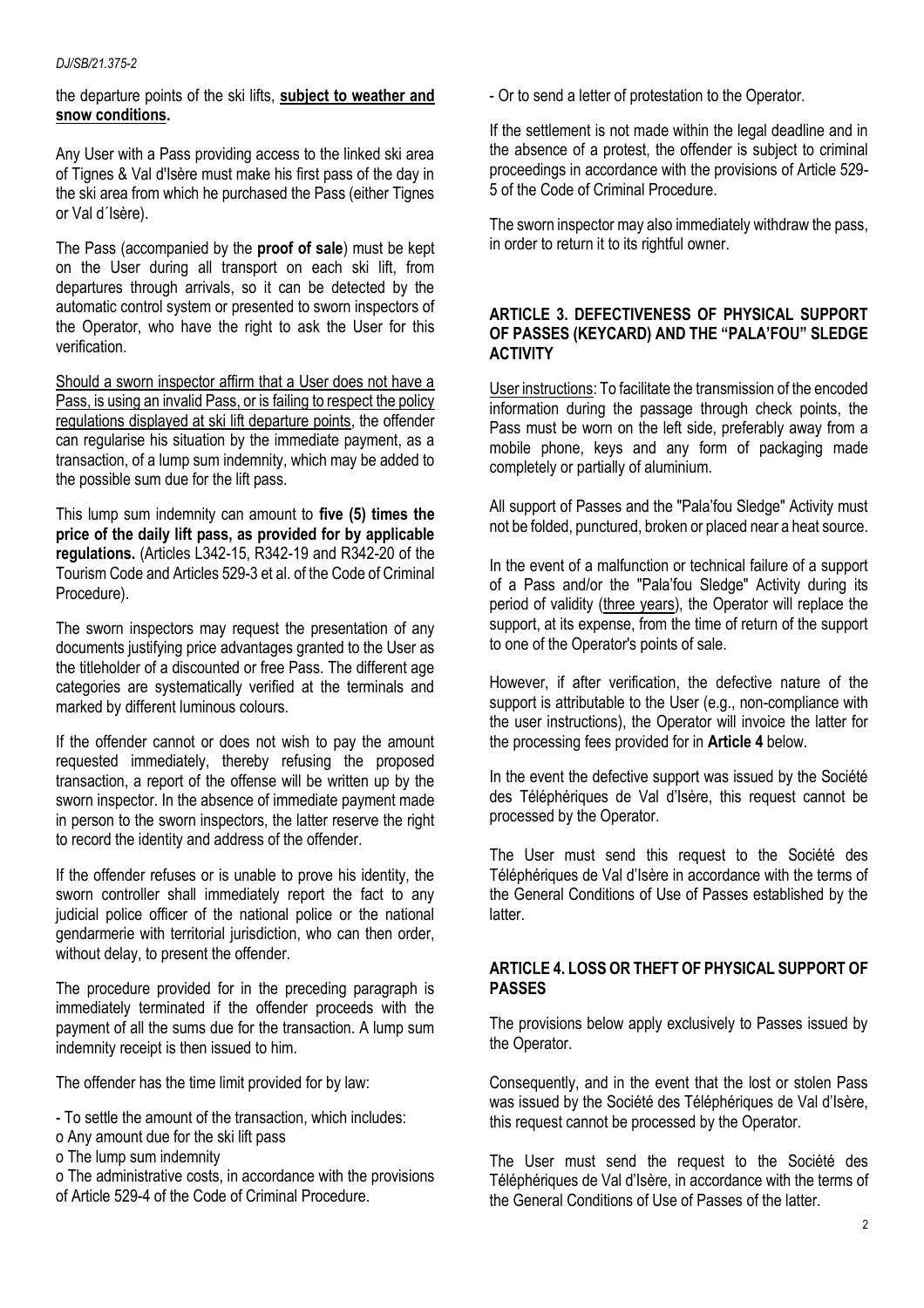the departure points of the ski lifts, **subject to weather and snow conditions.**

Any User with a Pass providing access to the linked ski area of Tignes & Val d'Isère must make his first pass of the day in the ski area from which he purchased the Pass (either Tignes or Val d´Isère).

The Pass (accompanied by the **proof of sale**) must be kept on the User during all transport on each ski lift, from departures through arrivals, so it can be detected by the automatic control system or presented to sworn inspectors of the Operator, who have the right to ask the User for this verification.

Should a sworn inspector affirm that a User does not have a Pass, is using an invalid Pass, or is failing to respect the policy regulations displayed at ski lift departure points, the offender can regularise his situation by the immediate payment, as a transaction, of a lump sum indemnity, which may be added to the possible sum due for the lift pass.

This lump sum indemnity can amount to **five (5) times the price of the daily lift pass, as provided for by applicable regulations.** (Articles L342-15, R342-19 and R342-20 of the Tourism Code and Articles 529-3 et al. of the Code of Criminal Procedure).

The sworn inspectors may request the presentation of any documents justifying price advantages granted to the User as the titleholder of a discounted or free Pass. The different age categories are systematically verified at the terminals and marked by different luminous colours.

If the offender cannot or does not wish to pay the amount requested immediately, thereby refusing the proposed transaction, a report of the offense will be written up by the sworn inspector. In the absence of immediate payment made in person to the sworn inspectors, the latter reserve the right to record the identity and address of the offender.

If the offender refuses or is unable to prove his identity, the sworn controller shall immediately report the fact to any judicial police officer of the national police or the national gendarmerie with territorial jurisdiction, who can then order, without delay, to present the offender.

The procedure provided for in the preceding paragraph is immediately terminated if the offender proceeds with the payment of all the sums due for the transaction. A lump sum indemnity receipt is then issued to him.

The offender has the time limit provided for by law:

- To settle the amount of the transaction, which includes:
  - o Any amount due for the ski lift pass
  - o The lump sum indemnity
  - o The administrative costs, in accordance with the provisions of Article 529-4 of the Code of Criminal Procedure.
- Or to send a letter of protestation to the Operator.

If the settlement is not made within the legal deadline and in the absence of a protest, the offender is subject to criminal proceedings in accordance with the provisions of Article 529-5 of the Code of Criminal Procedure.

The sworn inspector may also immediately withdraw the pass, in order to return it to its rightful owner.

## ARTICLE 3. DEFECTIVENESS OF PHYSICAL SUPPORT OF PASSES (KEYCARD) AND THE "PALA'FOU" SLEDGE ACTIVITY

User instructions: To facilitate the transmission of the encoded information during the passage through check points, the Pass must be worn on the left side, preferably away from a mobile phone, keys and any form of packaging made completely or partially of aluminium.

All support of Passes and the "Pala'fou Sledge" Activity must not be folded, punctured, broken or placed near a heat source.

In the event of a malfunction or technical failure of a support of a Pass and/or the "Pala'fou Sledge" Activity during its period of validity (three years), the Operator will replace the support, at its expense, from the time of return of the support to one of the Operator's points of sale.

However, if after verification, the defective nature of the support is attributable to the User (e.g., non-compliance with the user instructions), the Operator will invoice the latter for the processing fees provided for in **Article 4** below.

In the event the defective support was issued by the Société des Téléphériques de Val d'Isère, this request cannot be processed by the Operator.

The User must send this request to the Société des Téléphériques de Val d'Isère in accordance with the terms of the General Conditions of Use of Passes established by the latter.

## ARTICLE 4. LOSS OR THEFT OF PHYSICAL SUPPORT OF PASSES

The provisions below apply exclusively to Passes issued by the Operator.

Consequently, and in the event that the lost or stolen Pass was issued by the Société des Téléphériques de Val d'Isère, this request cannot be processed by the Operator.

The User must send the request to the Société des Téléphériques de Val d'Isère, in accordance with the terms of the General Conditions of Use of Passes of the latter.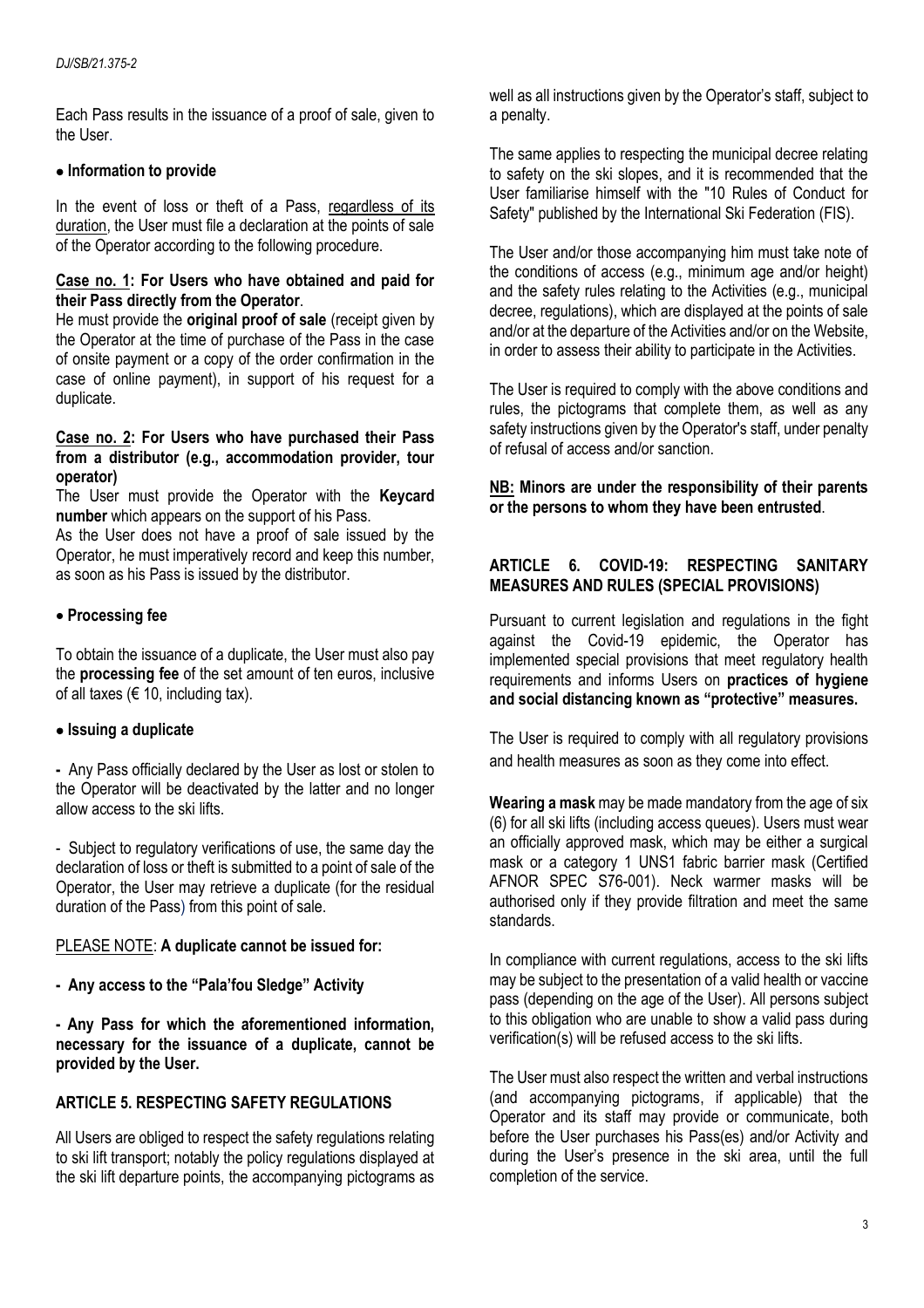Each Pass results in the issuance of a proof of sale, given to the User.

- **Information to provide**

In the event of loss or theft of a Pass, regardless of its duration, the User must file a declaration at the points of sale of the Operator according to the following procedure.

**Case no. 1: For Users who have obtained and paid for their Pass directly from the Operator**.

He must provide the **original proof of sale** (receipt given by the Operator at the time of purchase of the Pass in the case of onsite payment or a copy of the order confirmation in the case of online payment), in support of his request for a duplicate.

**Case no. 2: For Users who have purchased their Pass from a distributor (e.g., accommodation provider, tour operator)**

The User must provide the Operator with the **Keycard number** which appears on the support of his Pass.

As the User does not have a proof of sale issued by the Operator, he must imperatively record and keep this number, as soon as his Pass is issued by the distributor.

- **Processing fee**

To obtain the issuance of a duplicate, the User must also pay the **processing fee** of the set amount of ten euros, inclusive of all taxes (€ 10, including tax).

- **Issuing a duplicate**

- Any Pass officially declared by the User as lost or stolen to the Operator will be deactivated by the latter and no longer allow access to the ski lifts.

- Subject to regulatory verifications of use, the same day the declaration of loss or theft is submitted to a point of sale of the Operator, the User may retrieve a duplicate (for the residual duration of the Pass) from this point of sale.

PLEASE NOTE: **A duplicate cannot be issued for:**

**- Any access to the "Pala'fou Sledge" Activity**

**- Any Pass for which the aforementioned information, necessary for the issuance of a duplicate, cannot be provided by the User.**

## ARTICLE 5. RESPECTING SAFETY REGULATIONS

All Users are obliged to respect the safety regulations relating to ski lift transport; notably the policy regulations displayed at the ski lift departure points, the accompanying pictograms as well as all instructions given by the Operator's staff, subject to a penalty.

The same applies to respecting the municipal decree relating to safety on the ski slopes, and it is recommended that the User familiarise himself with the "10 Rules of Conduct for Safety" published by the International Ski Federation (FIS).

The User and/or those accompanying him must take note of the conditions of access (e.g., minimum age and/or height) and the safety rules relating to the Activities (e.g., municipal decree, regulations), which are displayed at the points of sale and/or at the departure of the Activities and/or on the Website, in order to assess their ability to participate in the Activities.

The User is required to comply with the above conditions and rules, the pictograms that complete them, as well as any safety instructions given by the Operator's staff, under penalty of refusal of access and/or sanction.

**NB: Minors are under the responsibility of their parents or the persons to whom they have been entrusted**.

## ARTICLE 6. COVID-19: RESPECTING SANITARY MEASURES AND RULES (SPECIAL PROVISIONS)

Pursuant to current legislation and regulations in the fight against the Covid-19 epidemic, the Operator has implemented special provisions that meet regulatory health requirements and informs Users on **practices of hygiene and social distancing known as "protective" measures.**

The User is required to comply with all regulatory provisions and health measures as soon as they come into effect.

**Wearing a mask** may be made mandatory from the age of six (6) for all ski lifts (including access queues). Users must wear an officially approved mask, which may be either a surgical mask or a category 1 UNS1 fabric barrier mask (Certified AFNOR SPEC S76-001). Neck warmer masks will be authorised only if they provide filtration and meet the same standards.

In compliance with current regulations, access to the ski lifts may be subject to the presentation of a valid health or vaccine pass (depending on the age of the User). All persons subject to this obligation who are unable to show a valid pass during verification(s) will be refused access to the ski lifts.

The User must also respect the written and verbal instructions (and accompanying pictograms, if applicable) that the Operator and its staff may provide or communicate, both before the User purchases his Pass(es) and/or Activity and during the User's presence in the ski area, until the full completion of the service.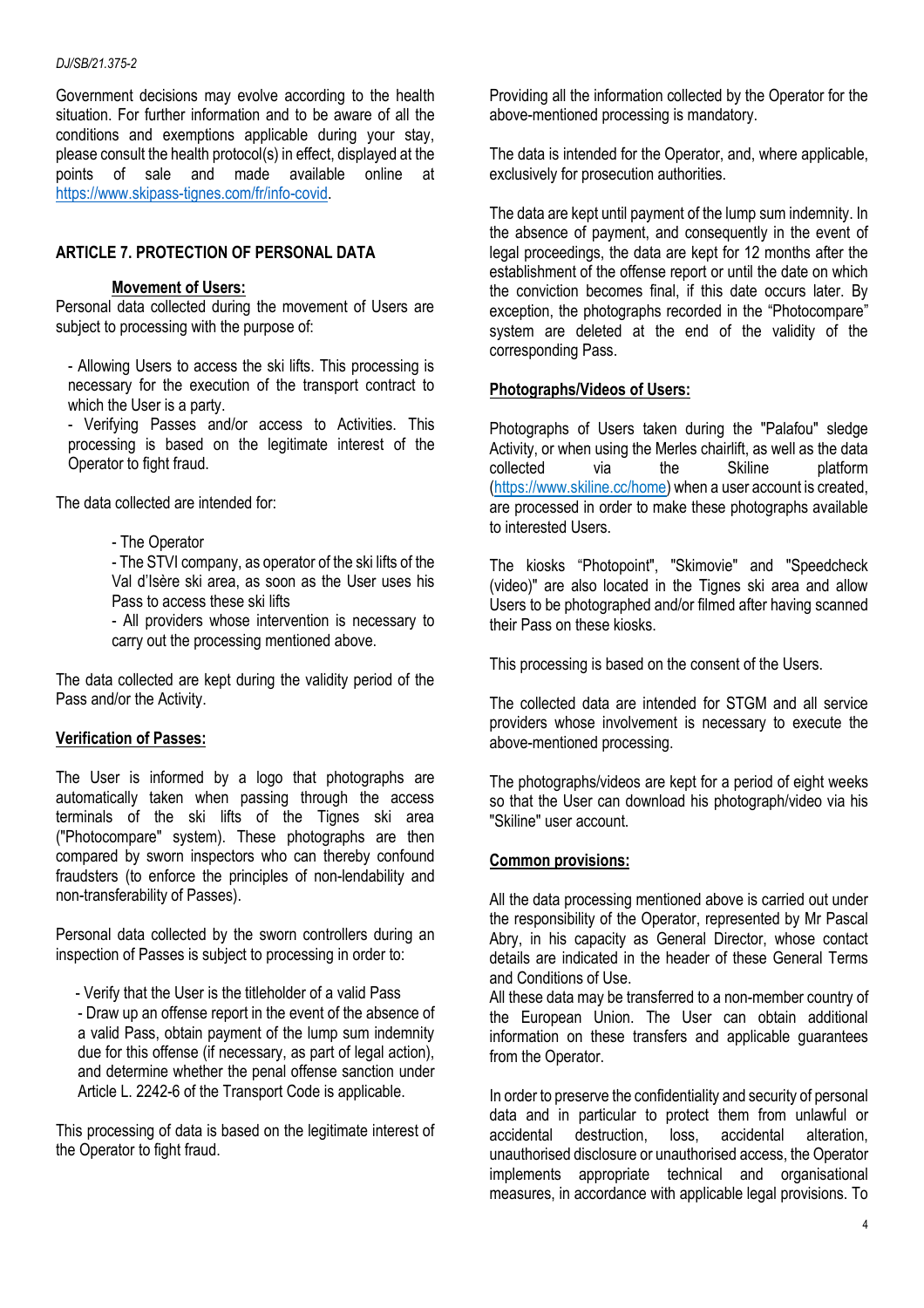Government decisions may evolve according to the health situation. For further information and to be aware of all the conditions and exemptions applicable during your stay, please consult the health protocol(s) in effect, displayed at the points of sale and made available online at https://www.skipass-tignes.com/fr/info-covid.

## ARTICLE 7. PROTECTION OF PERSONAL DATA

**Movement of Users:**

Personal data collected during the movement of Users are subject to processing with the purpose of:

- Allowing Users to access the ski lifts. This processing is necessary for the execution of the transport contract to which the User is a party.
- Verifying Passes and/or access to Activities. This processing is based on the legitimate interest of the Operator to fight fraud.

The data collected are intended for:

- The Operator
- The STVI company, as operator of the ski lifts of the Val d'Isère ski area, as soon as the User uses his Pass to access these ski lifts
- All providers whose intervention is necessary to carry out the processing mentioned above.

The data collected are kept during the validity period of the Pass and/or the Activity.

**Verification of Passes:**

The User is informed by a logo that photographs are automatically taken when passing through the access terminals of the ski lifts of the Tignes ski area ("Photocompare" system). These photographs are then compared by sworn inspectors who can thereby confound fraudsters (to enforce the principles of non-lendability and non-transferability of Passes).

Personal data collected by the sworn controllers during an inspection of Passes is subject to processing in order to:

- Verify that the User is the titleholder of a valid Pass
- Draw up an offense report in the event of the absence of a valid Pass, obtain payment of the lump sum indemnity due for this offense (if necessary, as part of legal action), and determine whether the penal offense sanction under Article L. 2242-6 of the Transport Code is applicable.

This processing of data is based on the legitimate interest of the Operator to fight fraud.

Providing all the information collected by the Operator for the above-mentioned processing is mandatory.

The data is intended for the Operator, and, where applicable, exclusively for prosecution authorities.

The data are kept until payment of the lump sum indemnity. In the absence of payment, and consequently in the event of legal proceedings, the data are kept for 12 months after the establishment of the offense report or until the date on which the conviction becomes final, if this date occurs later. By exception, the photographs recorded in the "Photocompare" system are deleted at the end of the validity of the corresponding Pass.

**Photographs/Videos of Users:**

Photographs of Users taken during the "Palafou" sledge Activity, or when using the Merles chairlift, as well as the data collected via the Skiline platform (https://www.skiline.cc/home) when a user account is created, are processed in order to make these photographs available to interested Users.

The kiosks "Photopoint", "Skimovie" and "Speedcheck (video)" are also located in the Tignes ski area and allow Users to be photographed and/or filmed after having scanned their Pass on these kiosks.

This processing is based on the consent of the Users.

The collected data are intended for STGM and all service providers whose involvement is necessary to execute the above-mentioned processing.

The photographs/videos are kept for a period of eight weeks so that the User can download his photograph/video via his "Skiline" user account.

**Common provisions:**

All the data processing mentioned above is carried out under the responsibility of the Operator, represented by Mr Pascal Abry, in his capacity as General Director, whose contact details are indicated in the header of these General Terms and Conditions of Use.

All these data may be transferred to a non-member country of the European Union. The User can obtain additional information on these transfers and applicable guarantees from the Operator.

In order to preserve the confidentiality and security of personal data and in particular to protect them from unlawful or accidental destruction, loss, accidental alteration, unauthorised disclosure or unauthorised access, the Operator implements appropriate technical and organisational measures, in accordance with applicable legal provisions. To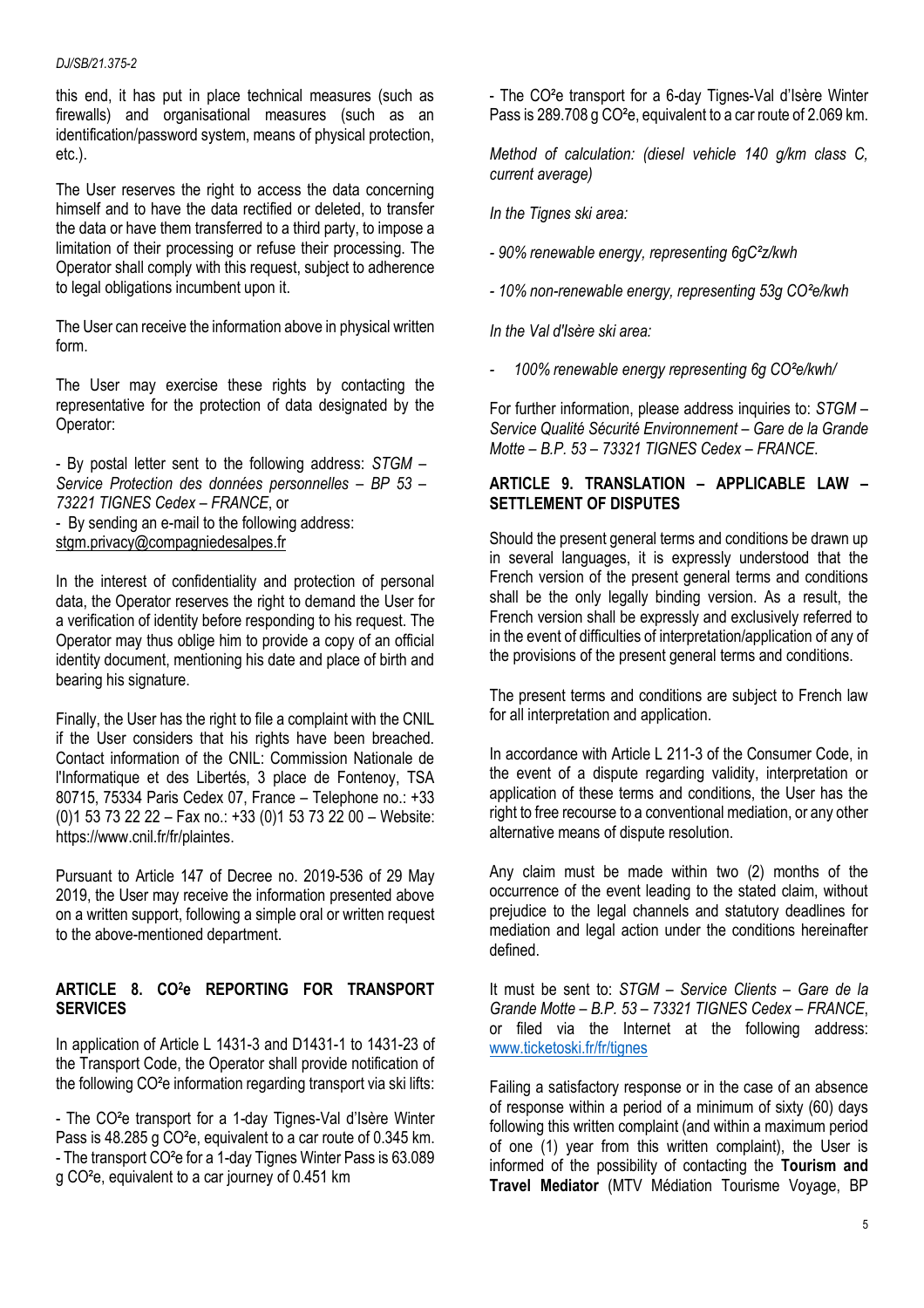this end, it has put in place technical measures (such as firewalls) and organisational measures (such as an identification/password system, means of physical protection, etc.).

The User reserves the right to access the data concerning himself and to have the data rectified or deleted, to transfer the data or have them transferred to a third party, to impose a limitation of their processing or refuse their processing. The Operator shall comply with this request, subject to adherence to legal obligations incumbent upon it.

The User can receive the information above in physical written form.

The User may exercise these rights by contacting the representative for the protection of data designated by the Operator:

- By postal letter sent to the following address: *STGM – Service Protection des données personnelles – BP 53 – 73221 TIGNES Cedex – FRANCE*, or
- By sending an e-mail to the following address: stgm.privacy@compagniedesalpes.fr

In the interest of confidentiality and protection of personal data, the Operator reserves the right to demand the User for a verification of identity before responding to his request. The Operator may thus oblige him to provide a copy of an official identity document, mentioning his date and place of birth and bearing his signature.

Finally, the User has the right to file a complaint with the CNIL if the User considers that his rights have been breached. Contact information of the CNIL: Commission Nationale de l'Informatique et des Libertés, 3 place de Fontenoy, TSA 80715, 75334 Paris Cedex 07, France – Telephone no.: +33 (0)1 53 73 22 22 – Fax no.: +33 (0)1 53 73 22 00 – Website: https://www.cnil.fr/fr/plaintes.

Pursuant to Article 147 of Decree no. 2019-536 of 29 May 2019, the User may receive the information presented above on a written support, following a simple oral or written request to the above-mentioned department.

## ARTICLE 8. $CO^2e$ REPORTING FOR TRANSPORT SERVICES

In application of Article L 1431-3 and D1431-1 to 1431-23 of the Transport Code, the Operator shall provide notification of the following $CO^2e$ information regarding transport via ski lifts:

- The $CO^2e$ transport for a 1-day Tignes-Val d'Isère Winter Pass is 48.285 g $CO^2e$, equivalent to a car route of 0.345 km.
- The transport $CO^2e$ for a 1-day Tignes Winter Pass is 63.089 g $CO^2e$, equivalent to a car journey of 0.451 km
- The $CO^2e$ transport for a 6-day Tignes-Val d'Isère Winter Pass is 289.708 g $CO^2e$, equivalent to a car route of 2.069 km.

*Method of calculation: (diesel vehicle 140 g/km class C, current average)*

*In the Tignes ski area:*

- *90% renewable energy, representing 6g$C^2$z/kwh*
- *10% non-renewable energy, representing 53g $CO^2e$/kwh*

*In the Val d'Isère ski area:*

- *100% renewable energy representing 6g $CO^2e$/kwh/*

For further information, please address inquiries to: *STGM – Service Qualité Sécurité Environnement – Gare de la Grande Motte – B.P. 53 – 73321 TIGNES Cedex – FRANCE*.

## ARTICLE 9. TRANSLATION – APPLICABLE LAW – SETTLEMENT OF DISPUTES

Should the present general terms and conditions be drawn up in several languages, it is expressly understood that the French version of the present general terms and conditions shall be the only legally binding version. As a result, the French version shall be expressly and exclusively referred to in the event of difficulties of interpretation/application of any of the provisions of the present general terms and conditions.

The present terms and conditions are subject to French law for all interpretation and application.

In accordance with Article L 211-3 of the Consumer Code, in the event of a dispute regarding validity, interpretation or application of these terms and conditions, the User has the right to free recourse to a conventional mediation, or any other alternative means of dispute resolution.

Any claim must be made within two (2) months of the occurrence of the event leading to the stated claim, without prejudice to the legal channels and statutory deadlines for mediation and legal action under the conditions hereinafter defined.

It must be sent to: *STGM – Service Clients – Gare de la Grande Motte – B.P. 53 – 73321 TIGNES Cedex – FRANCE*, or filed via the Internet at the following address: www.ticketoski.fr/fr/tignes

Failing a satisfactory response or in the case of an absence of response within a period of a minimum of sixty (60) days following this written complaint (and within a maximum period of one (1) year from this written complaint), the User is informed of the possibility of contacting the **Tourism and Travel Mediator** (MTV Médiation Tourisme Voyage, BP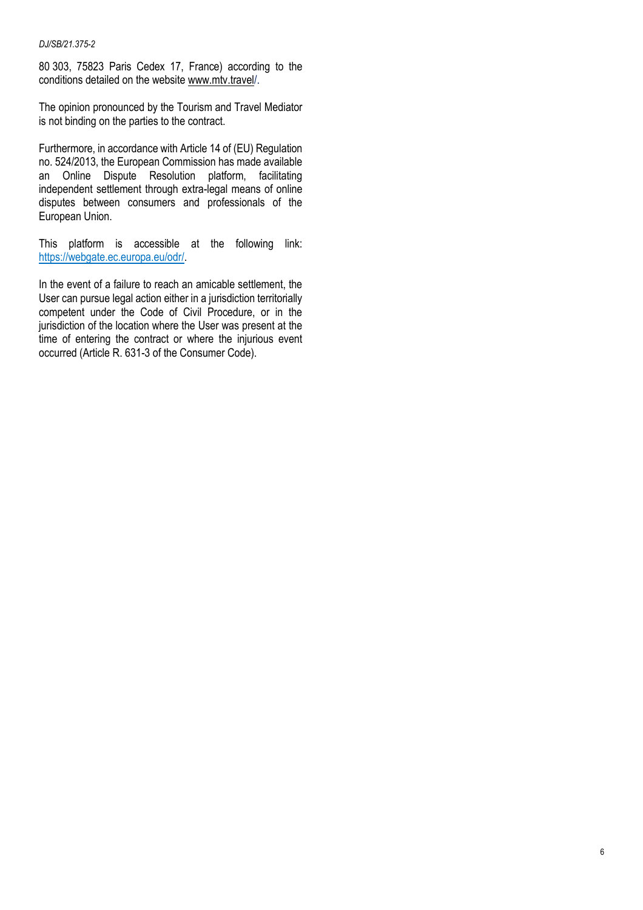80 303, 75823 Paris Cedex 17, France) according to the conditions detailed on the website www.mtv.travel/.

The opinion pronounced by the Tourism and Travel Mediator is not binding on the parties to the contract.

Furthermore, in accordance with Article 14 of (EU) Regulation no. 524/2013, the European Commission has made available an Online Dispute Resolution platform, facilitating independent settlement through extra-legal means of online disputes between consumers and professionals of the European Union.

This platform is accessible at the following link: https://webgate.ec.europa.eu/odr/.

In the event of a failure to reach an amicable settlement, the User can pursue legal action either in a jurisdiction territorially competent under the Code of Civil Procedure, or in the jurisdiction of the location where the User was present at the time of entering the contract or where the injurious event occurred (Article R. 631-3 of the Consumer Code).